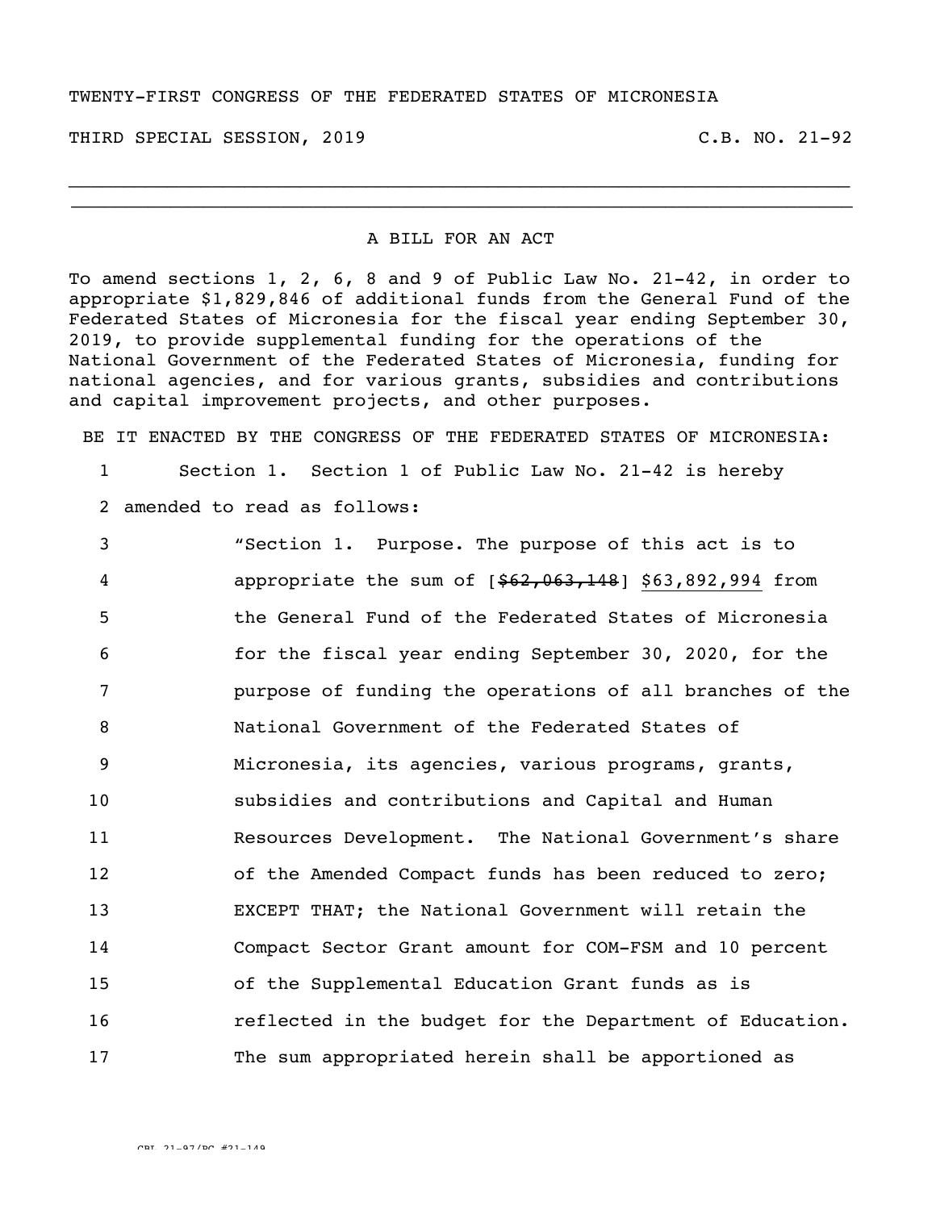TWENTY-FIRST CONGRESS OF THE FEDERATED STATES OF MICRONESIA

THIRD SPECIAL SESSION, 2019 C.B. NO. 21-92

---

A BILL FOR AN ACT

To amend sections 1, 2, 6, 8 and 9 of Public Law No. 21-42, in order to appropriate $1,829,846 of additional funds from the General Fund of the Federated States of Micronesia for the fiscal year ending September 30, 2019, to provide supplemental funding for the operations of the National Government of the Federated States of Micronesia, funding for national agencies, and for various grants, subsidies and contributions and capital improvement projects, and other purposes.

BE IT ENACTED BY THE CONGRESS OF THE FEDERATED STATES OF MICRONESIA:

1 Section 1. Section 1 of Public Law No. 21-42 is hereby
2 amended to read as follows:
3 "Section 1. Purpose. The purpose of this act is to
4 appropriate the sum of [~~$62,063,148~~] <u>$63,892,994</u> from
5 the General Fund of the Federated States of Micronesia
6 for the fiscal year ending September 30, 2020, for the
7 purpose of funding the operations of all branches of the
8 National Government of the Federated States of
9 Micronesia, its agencies, various programs, grants,
10 subsidies and contributions and Capital and Human
11 Resources Development. The National Government's share
12 of the Amended Compact funds has been reduced to zero;
13 EXCEPT THAT; the National Government will retain the
14 Compact Sector Grant amount for COM-FSM and 10 percent
15 of the Supplemental Education Grant funds as is
16 reflected in the budget for the Department of Education.
17 The sum appropriated herein shall be apportioned as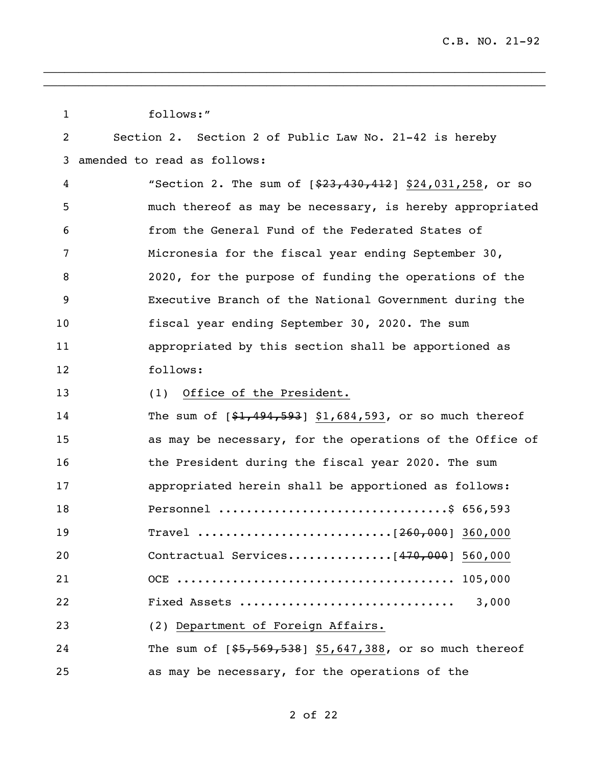follows:"

Section 2. Section 2 of Public Law No. 21-42 is hereby amended to read as follows:

"Section 2. The sum of [~~$23,430,412~~] <u>$24,031,258</u>, or so much thereof as may be necessary, is hereby appropriated from the General Fund of the Federated States of Micronesia for the fiscal year ending September 30, 2020, for the purpose of funding the operations of the Executive Branch of the National Government during the fiscal year ending September 30, 2020. The sum appropriated by this section shall be apportioned as follows:

(1) <u>Office of the President.</u>

The sum of [~~$1,494,593~~] <u>$1,684,593</u>, or so much thereof as may be necessary, for the operations of the Office of the President during the fiscal year 2020. The sum appropriated herein shall be apportioned as follows:

Personnel ................................$ 656,593

Travel ...........................[~~260,000~~] <u>360,000</u>

Contractual Services...............[~~470,000~~] <u>560,000</u>

OCE ....................................... 105,000

Fixed Assets .............................. 3,000

(2) <u>Department of Foreign Affairs.</u>

The sum of [~~$5,569,538~~] <u>$5,647,388</u>, or so much thereof as may be necessary, for the operations of the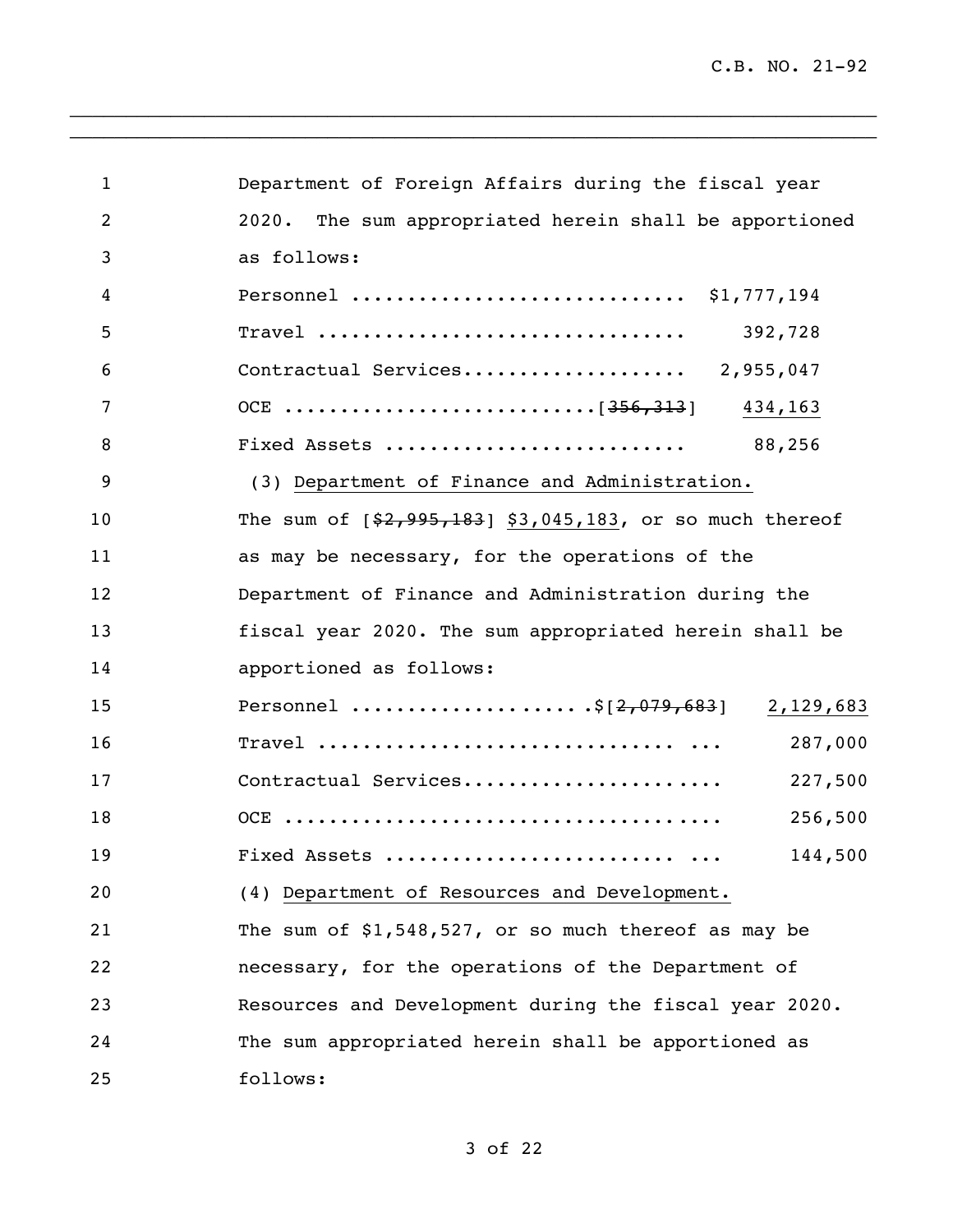Department of Foreign Affairs during the fiscal year 2020. The sum appropriated herein shall be apportioned as follows:

| | |
|---|---|
| Personnel | $1,777,194 |
| Travel | 392,728 |
| Contractual Services | 2,955,047 |
| OCE | [~~356,313~~] 434,163 |
| Fixed Assets | 88,256 |

(3) Department of Finance and Administration. The sum of [~~$2,995,183~~] $3,045,183, or so much thereof as may be necessary, for the operations of the Department of Finance and Administration during the fiscal year 2020. The sum appropriated herein shall be apportioned as follows:

| | |
|---|---|
| Personnel | $[~~2,079,683~~] 2,129,683 |
| Travel | 287,000 |
| Contractual Services | 227,500 |
| OCE | 256,500 |
| Fixed Assets | 144,500 |

(4) Department of Resources and Development. The sum of $1,548,527, or so much thereof as may be necessary, for the operations of the Department of Resources and Development during the fiscal year 2020. The sum appropriated herein shall be apportioned as follows: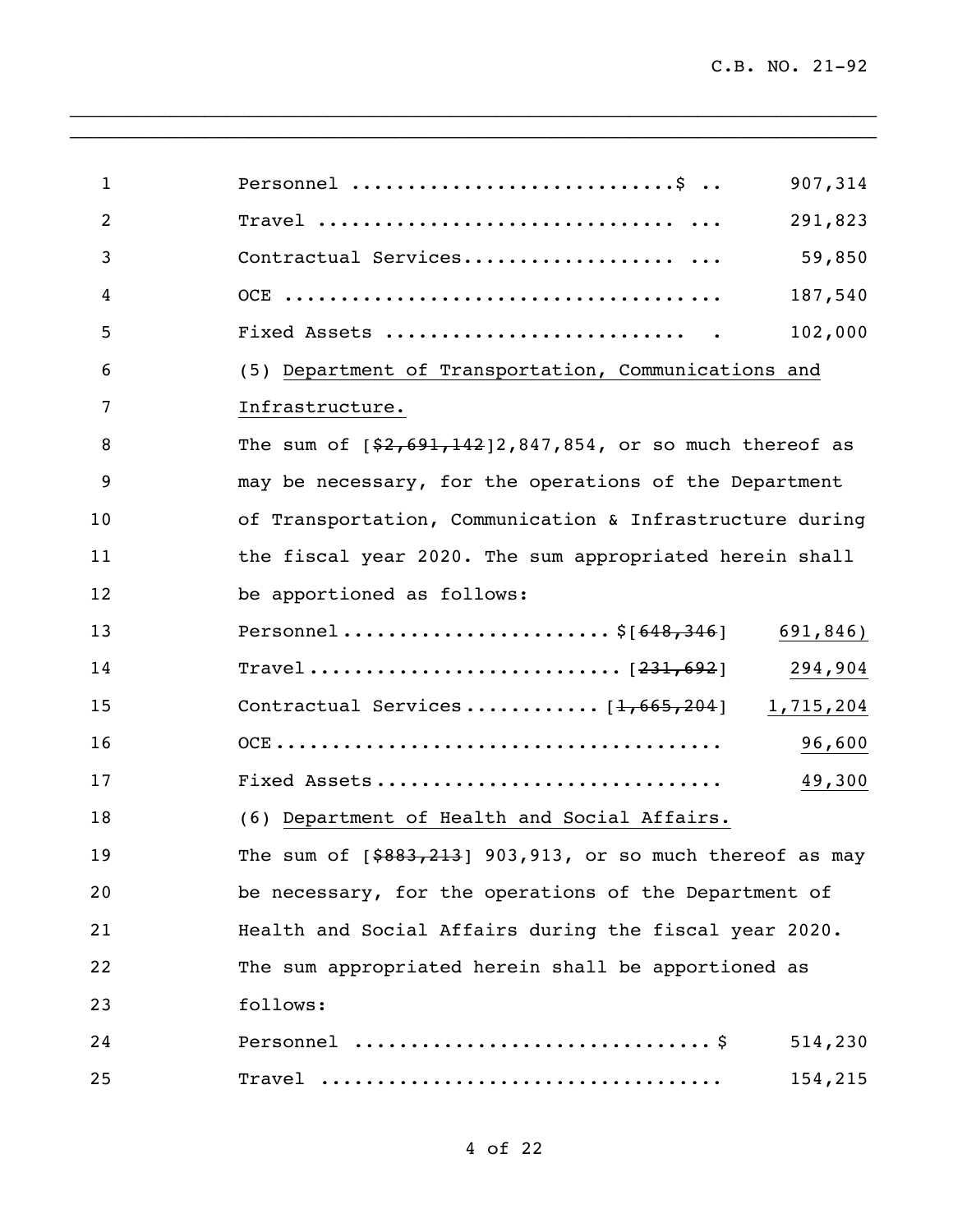Personnel ............................$ .. 907,314

Travel ............................... ... 291,823

Contractual Services.................. ... 59,850

OCE .................................... 187,540

Fixed Assets ......................... . 102,000

(5) Department of Transportation, Communications and Infrastructure.

The sum of [~~$2,691,142~~]2,847,854, or so much thereof as may be necessary, for the operations of the Department of Transportation, Communication & Infrastructure during the fiscal year 2020. The sum appropriated herein shall be apportioned as follows:

Personnel ...................... $[~~648,346~~] 691,846)

Travel .......................... [~~231,692~~] 294,904

Contractual Services ........... [~~1,665,204~~] 1,715,204

OCE ..................................... 96,600

Fixed Assets ............................ 49,300

(6) Department of Health and Social Affairs.

The sum of [~~$883,213~~] 903,913, or so much thereof as may be necessary, for the operations of the Department of Health and Social Affairs during the fiscal year 2020. The sum appropriated herein shall be apportioned as follows:

Personnel .............................. $ 514,230

Travel .................................. 154,215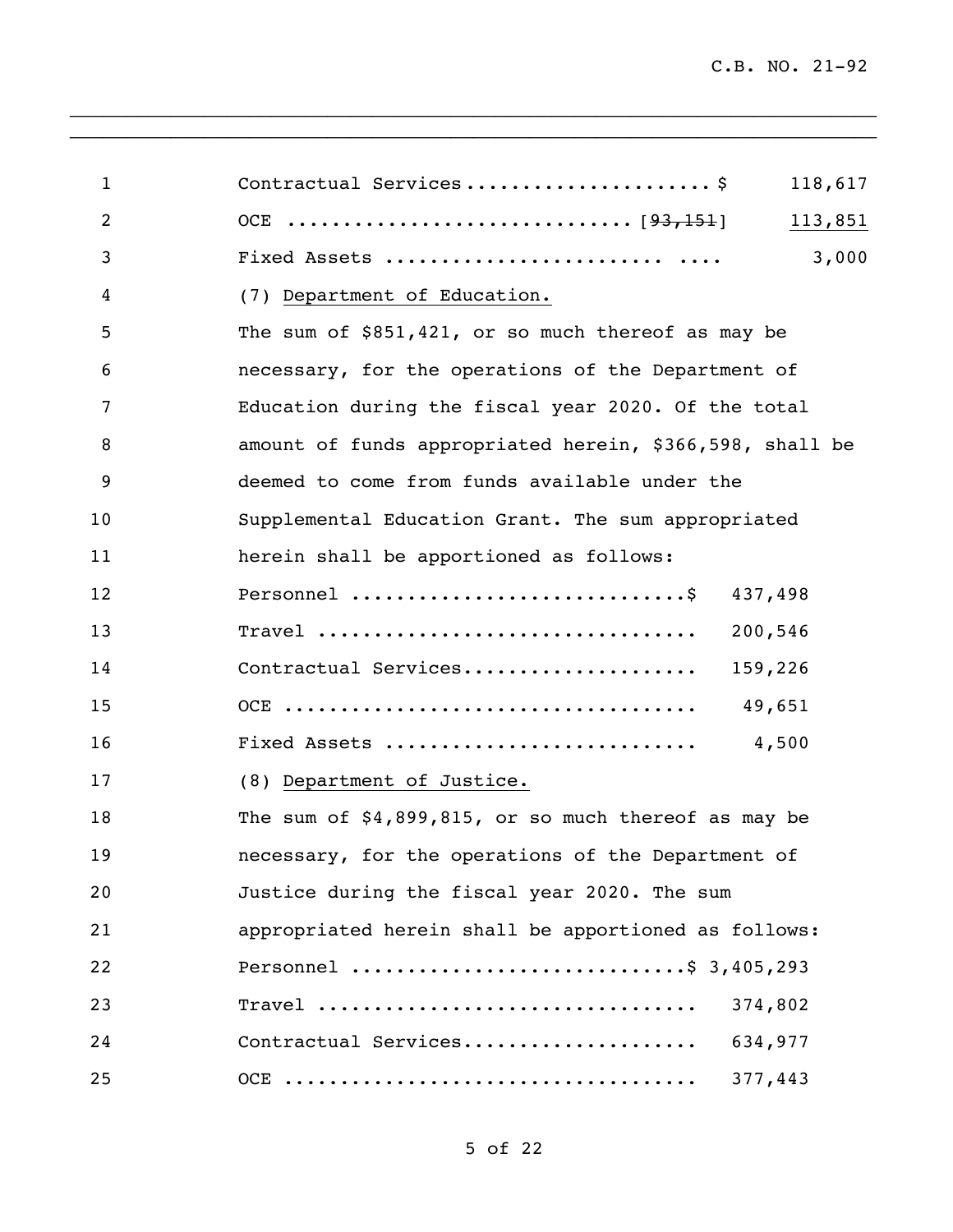| | |
|---|---|
| Contractual Services ..................... $ | 118,617 |
| OCE ............................. [~~93,151~~] | <u>113,851</u> |
| Fixed Assets ........................ .... | 3,000 |

(7) <u>Department of Education.</u>

The sum of $851,421, or so much thereof as may be necessary, for the operations of the Department of Education during the fiscal year 2020. Of the total amount of funds appropriated herein, $366,598, shall be deemed to come from funds available under the Supplemental Education Grant. The sum appropriated herein shall be apportioned as follows:

| | |
|---|---|
| Personnel ............................. $ | 437,498 |
| Travel ................................. | 200,546 |
| Contractual Services.................... | 159,226 |
| OCE .................................... | 49,651 |
| Fixed Assets ........................... | 4,500 |

(8) <u>Department of Justice.</u>

The sum of $4,899,815, or so much thereof as may be necessary, for the operations of the Department of Justice during the fiscal year 2020. The sum appropriated herein shall be apportioned as follows:

| | |
|---|---|
| Personnel ............................ $ | 3,405,293 |
| Travel ................................. | 374,802 |
| Contractual Services.................... | 634,977 |
| OCE .................................... | 377,443 |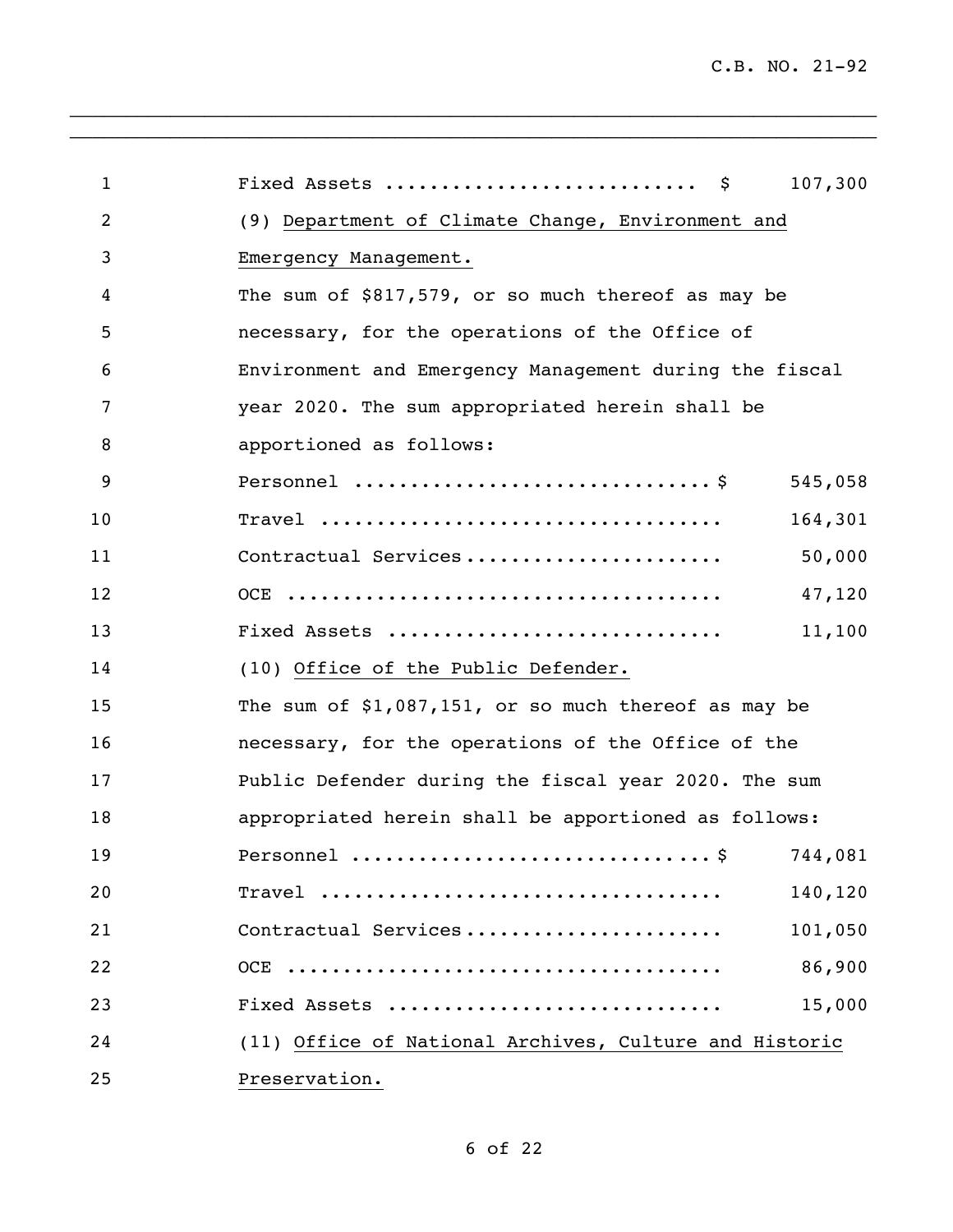| | |
|---|---|
| Fixed Assets .......................... $ | 107,300 |

(9) Department of Climate Change, Environment and Emergency Management.

The sum of $817,579, or so much thereof as may be necessary, for the operations of the Office of Environment and Emergency Management during the fiscal year 2020. The sum appropriated herein shall be apportioned as follows:

| | |
|---|---|
| Personnel ..............................$ | 545,058 |
| Travel .................................. | 164,301 |
| Contractual Services..................... | 50,000 |
| OCE ..................................... | 47,120 |
| Fixed Assets ............................ | 11,100 |

(10) Office of the Public Defender.

The sum of $1,087,151, or so much thereof as may be necessary, for the operations of the Office of the Public Defender during the fiscal year 2020. The sum appropriated herein shall be apportioned as follows:

| | |
|---|---|
| Personnel ..............................$ | 744,081 |
| Travel .................................. | 140,120 |
| Contractual Services..................... | 101,050 |
| OCE ..................................... | 86,900 |
| Fixed Assets ............................ | 15,000 |

(11) Office of National Archives, Culture and Historic Preservation.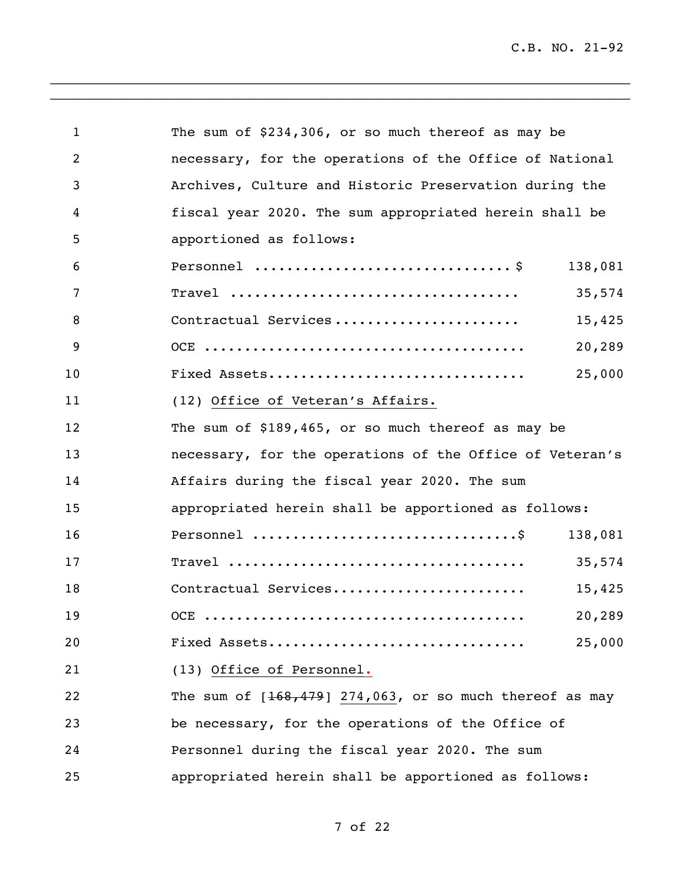The sum of $234,306, or so much thereof as may be necessary, for the operations of the Office of National Archives, Culture and Historic Preservation during the fiscal year 2020. The sum appropriated herein shall be apportioned as follows:

| | |
|---|---|
| Personnel ............................... $ | 138,081 |
| Travel ................................... | 35,574 |
| Contractual Services ...................... | 15,425 |
| OCE ....................................... | 20,289 |
| Fixed Assets .............................. | 25,000 |

(12) <u>Office of Veteran's Affairs.</u>

The sum of $189,465, or so much thereof as may be necessary, for the operations of the Office of Veteran's Affairs during the fiscal year 2020. The sum appropriated herein shall be apportioned as follows:

| | |
|---|---|
| Personnel ................................ $ | 138,081 |
| Travel .................................... | 35,574 |
| Contractual Services ....................... | 15,425 |
| OCE ....................................... | 20,289 |
| Fixed Assets .............................. | 25,000 |

(13) <u>Office of Personnel.</u>

The sum of [~~168,479~~] <u>274,063</u>, or so much thereof as may be necessary, for the operations of the Office of Personnel during the fiscal year 2020. The sum appropriated herein shall be apportioned as follows: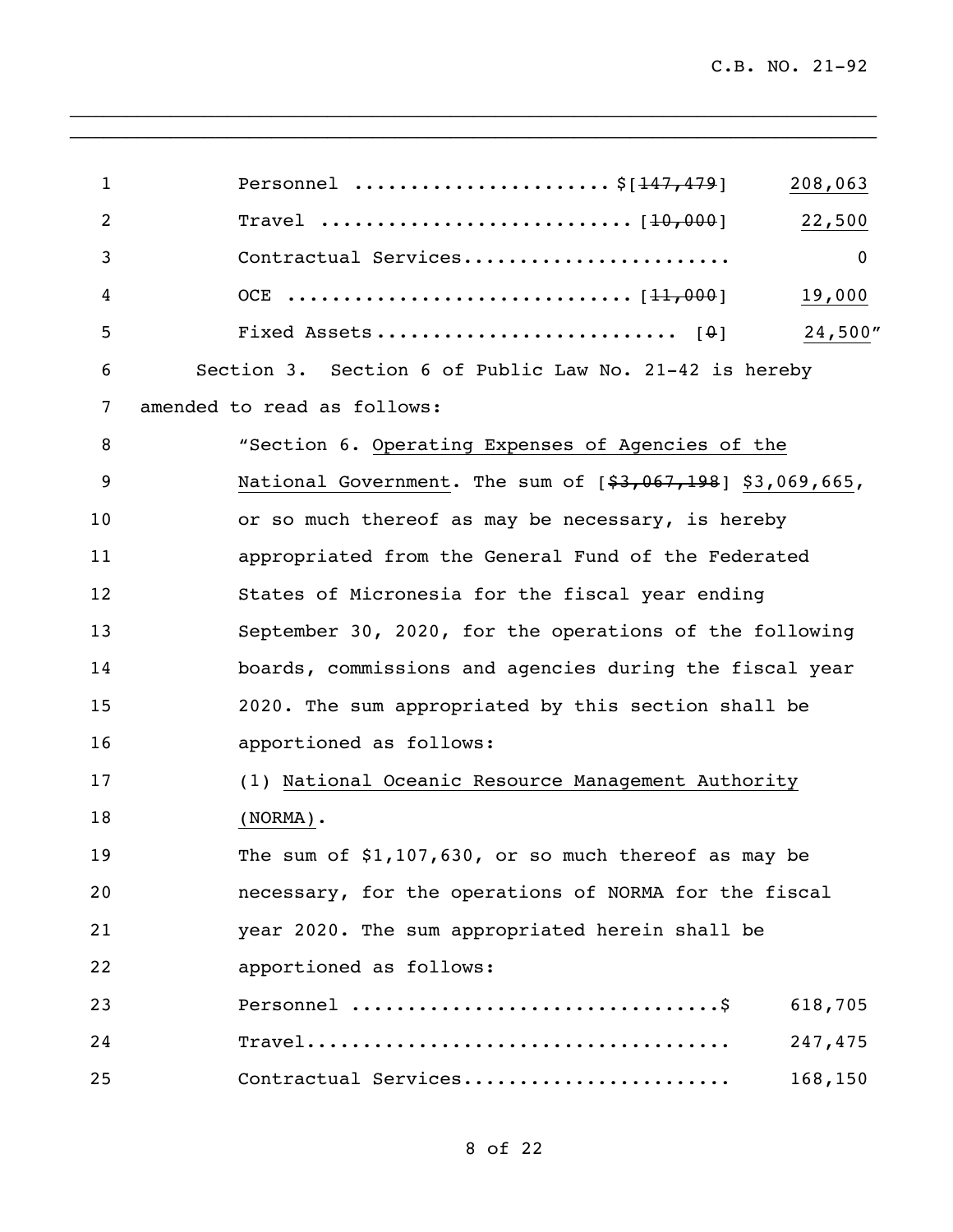| | | |
|---|---|---|
| Personnel | $[~~147,479~~] | <u>208,063</u> |
| Travel | [~~10,000~~] | <u>22,500</u> |
| Contractual Services | | 0 |
| OCE | [~~11,000~~] | <u>19,000</u> |
| Fixed Assets | [~~0~~] | <u>24,500</u>" |

Section 3. Section 6 of Public Law No. 21-42 is hereby amended to read as follows:

"Section 6. <u>Operating Expenses of Agencies of the National Government</u>. The sum of [~~$3,067,198~~] $3,069,665, or so much thereof as may be necessary, is hereby appropriated from the General Fund of the Federated States of Micronesia for the fiscal year ending September 30, 2020, for the operations of the following boards, commissions and agencies during the fiscal year 2020. The sum appropriated by this section shall be apportioned as follows:

(1) <u>National Oceanic Resource Management Authority (NORMA)</u>.

The sum of $1,107,630, or so much thereof as may be necessary, for the operations of NORMA for the fiscal year 2020. The sum appropriated herein shall be apportioned as follows:

| | |
|---|---|
| Personnel $ | 618,705 |
| Travel | 247,475 |
| Contractual Services | 168,150 |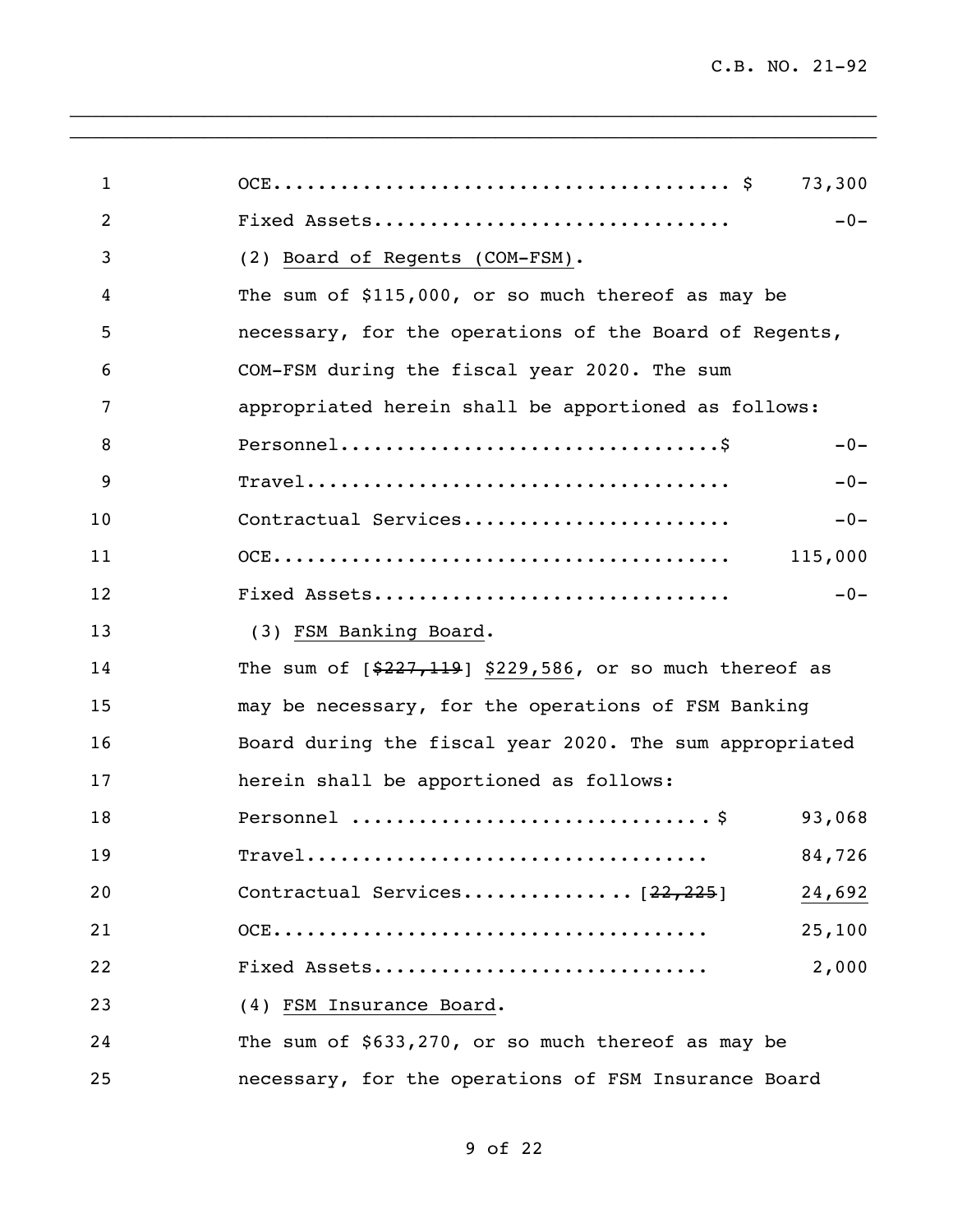| | |
|---|---|
| OCE........................................ $ | 73,300 |
| Fixed Assets............................... | -0- |

(2) Board of Regents (COM-FSM).

The sum of $115,000, or so much thereof as may be necessary, for the operations of the Board of Regents, COM-FSM during the fiscal year 2020. The sum appropriated herein shall be apportioned as follows:

| | |
|---|---|
| Personnel.................................$ | -0- |
| Travel..................................... | -0- |
| Contractual Services....................... | -0- |
| OCE........................................ | 115,000 |
| Fixed Assets............................... | -0- |

(3) FSM Banking Board.

The sum of [~~$227,119~~] $229,586, or so much thereof as may be necessary, for the operations of FSM Banking Board during the fiscal year 2020. The sum appropriated herein shall be apportioned as follows:

| | |
|---|---|
| Personnel ..............................$ | 93,068 |
| Travel................................... | 84,726 |
| Contractual Services...............[~~22,225~~] | 24,692 |
| OCE...................................... | 25,100 |
| Fixed Assets............................. | 2,000 |

(4) FSM Insurance Board.

The sum of $633,270, or so much thereof as may be necessary, for the operations of FSM Insurance Board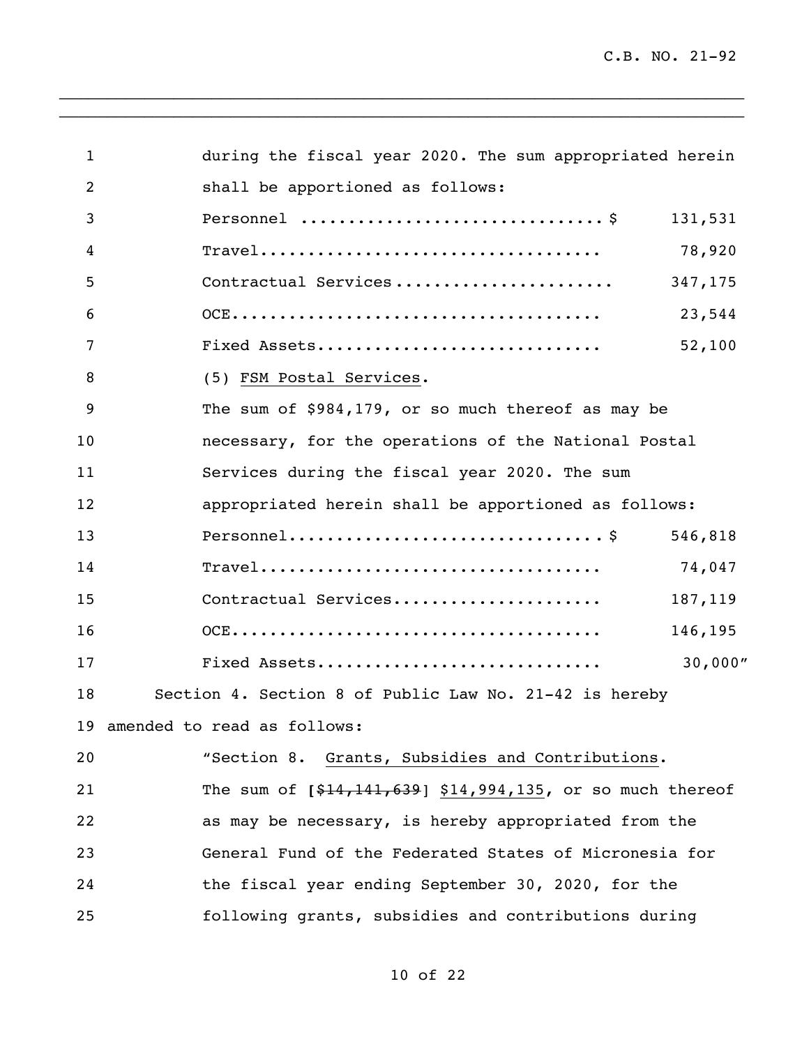during the fiscal year 2020. The sum appropriated herein shall be apportioned as follows:

| | | |
|---|---|---|
| Personnel | $ | 131,531 |
| Travel | | 78,920 |
| Contractual Services | | 347,175 |
| OCE | | 23,544 |
| Fixed Assets | | 52,100 |

(5) FSM Postal Services.

The sum of $984,179, or so much thereof as may be necessary, for the operations of the National Postal Services during the fiscal year 2020. The sum appropriated herein shall be apportioned as follows:

| | | |
|---|---|---|
| Personnel | $ | 546,818 |
| Travel | | 74,047 |
| Contractual Services | | 187,119 |
| OCE | | 146,195 |
| Fixed Assets | | 30,000" |

Section 4. Section 8 of Public Law No. 21-42 is hereby amended to read as follows:

"Section 8. Grants, Subsidies and Contributions.

The sum of [~~$14,141,639~~] $14,994,135, or so much thereof as may be necessary, is hereby appropriated from the General Fund of the Federated States of Micronesia for the fiscal year ending September 30, 2020, for the following grants, subsidies and contributions during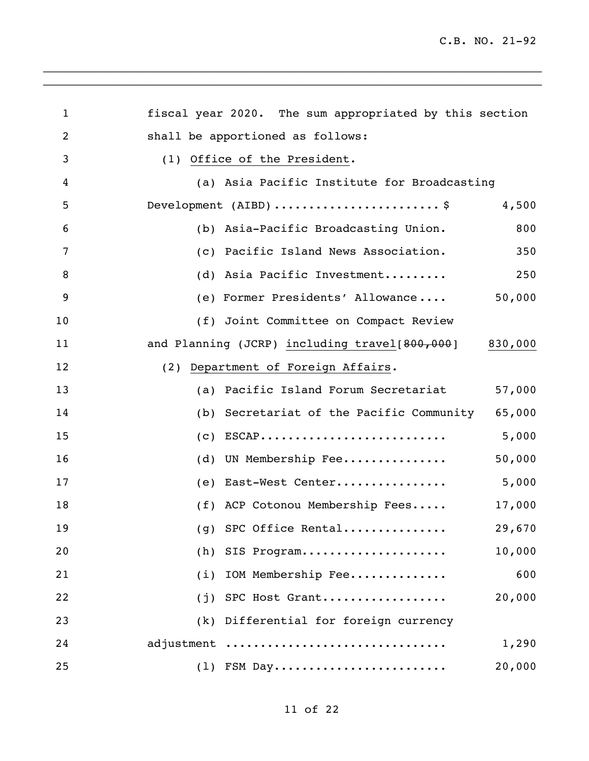fiscal year 2020. The sum appropriated by this section shall be apportioned as follows:

(1) <u>Office of the President</u>.

| Item | Amount |
|---|---|
| (a) Asia Pacific Institute for Broadcasting Development (AIBD)........................ $ | 4,500 |
| (b) Asia-Pacific Broadcasting Union. | 800 |
| (c) Pacific Island News Association. | 350 |
| (d) Asia Pacific Investment......... | 250 |
| (e) Former Presidents' Allowance.... | 50,000 |
| (f) Joint Committee on Compact Review and Planning (JCRP) <u>including travel</u>[~~800,000~~] | <u>830,000</u> |

(2) <u>Department of Foreign Affairs</u>.

| Item | Amount |
|---|---|
| (a) Pacific Island Forum Secretariat | 57,000 |
| (b) Secretariat of the Pacific Community | 65,000 |
| (c) ESCAP.......................... | 5,000 |
| (d) UN Membership Fee............... | 50,000 |
| (e) East-West Center................ | 5,000 |
| (f) ACP Cotonou Membership Fees..... | 17,000 |
| (g) SPC Office Rental............... | 29,670 |
| (h) SIS Program..................... | 10,000 |
| (i) IOM Membership Fee.............. | 600 |
| (j) SPC Host Grant.................. | 20,000 |
| (k) Differential for foreign currency adjustment .............................. | 1,290 |
| (l) FSM Day......................... | 20,000 |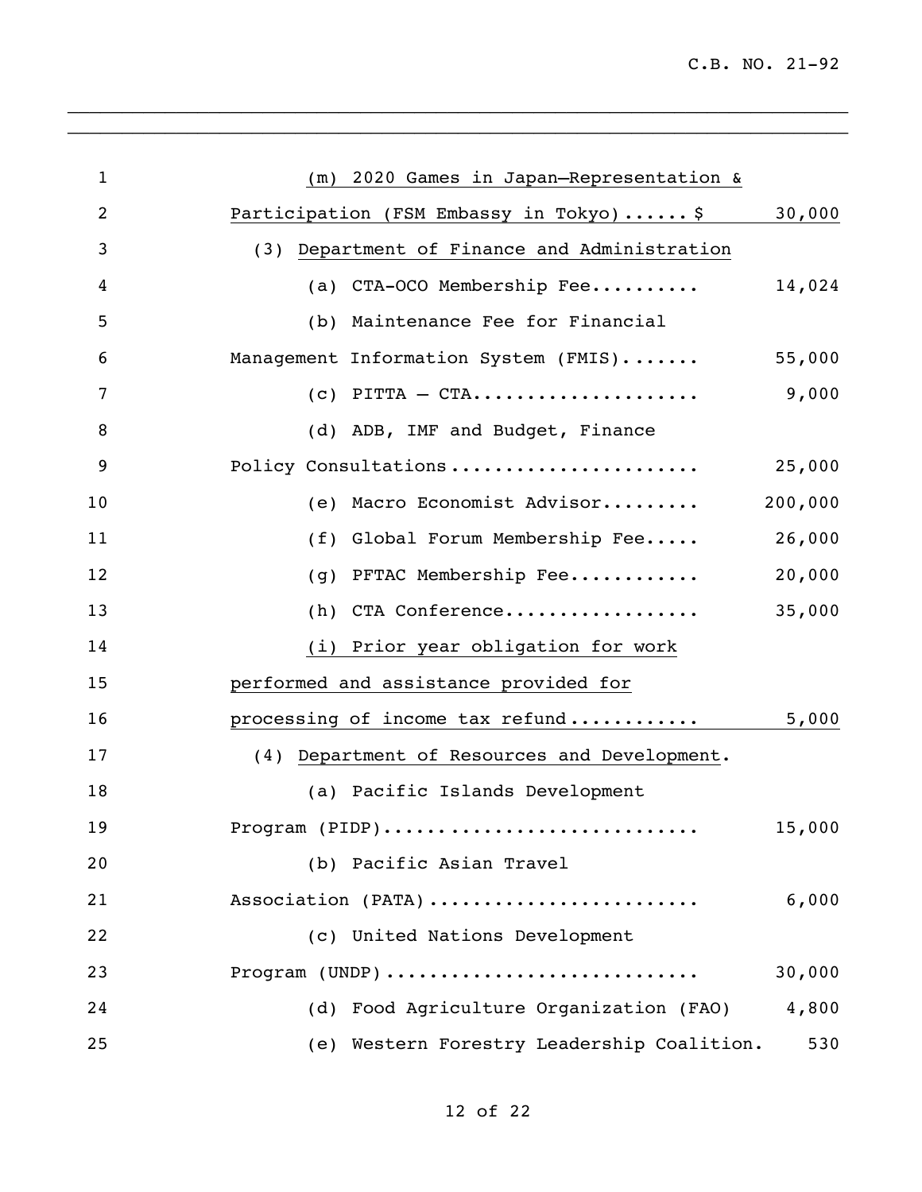(m) 2020 Games in Japan—Representation & Participation (FSM Embassy in Tokyo)...... $ 30,000

(3) Department of Finance and Administration

| Item | Amount |
|---|---|
| (a) CTA-OCO Membership Fee.......... | 14,024 |
| (b) Maintenance Fee for Financial Management Information System (FMIS)....... | 55,000 |
| (c) PITTA – CTA.................... | 9,000 |
| (d) ADB, IMF and Budget, Finance Policy Consultations...................... | 25,000 |
| (e) Macro Economist Advisor......... | 200,000 |
| (f) Global Forum Membership Fee..... | 26,000 |
| (g) PFTAC Membership Fee............ | 20,000 |
| (h) CTA Conference.................. | 35,000 |
| (i) Prior year obligation for work performed and assistance provided for processing of income tax refund........... | 5,000 |

(4) Department of Resources and Development.

| Item | Amount |
|---|---|
| (a) Pacific Islands Development Program (PIDP)........................... | 15,000 |
| (b) Pacific Asian Travel Association (PATA)........................ | 6,000 |
| (c) United Nations Development Program (UNDP)........................... | 30,000 |
| (d) Food Agriculture Organization (FAO) | 4,800 |
| (e) Western Forestry Leadership Coalition. | 530 |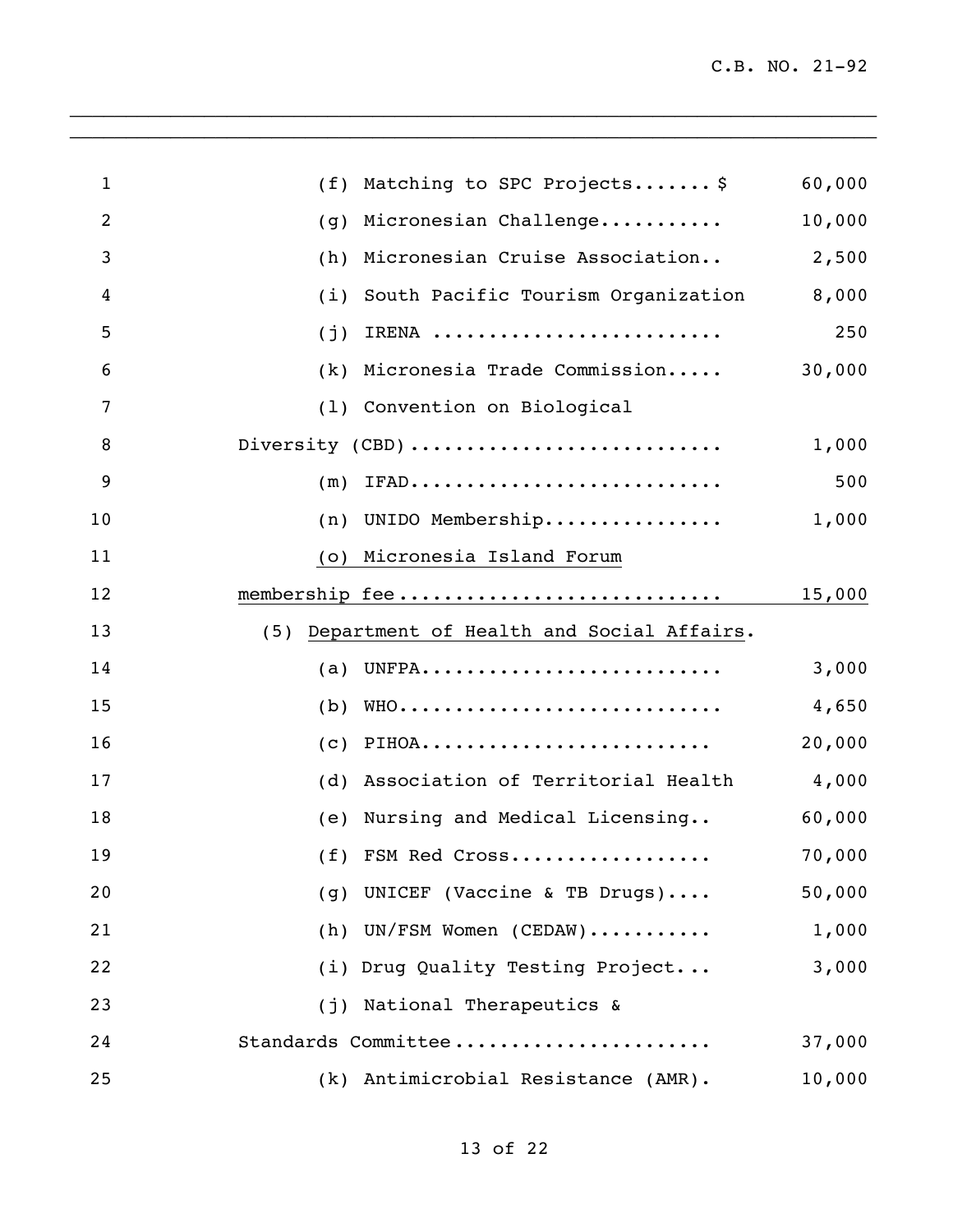| | |
|---|---|
| (f) Matching to SPC Projects.......$ | 60,000 |
| (g) Micronesian Challenge........... | 10,000 |
| (h) Micronesian Cruise Association.. | 2,500 |
| (i) South Pacific Tourism Organization | 8,000 |
| (j) IRENA ......................... | 250 |
| (k) Micronesia Trade Commission..... | 30,000 |
| (l) Convention on Biological Diversity (CBD)........................... | 1,000 |
| (m) IFAD........................... | 500 |
| (n) UNIDO Membership................ | 1,000 |
| <u>(o) Micronesia Island Forum membership fee...........................</u> | <u>15,000</u> |

(5) <u>Department of Health and Social Affairs</u>.

| | |
|---|---|
| (a) UNFPA.......................... | 3,000 |
| (b) WHO............................ | 4,650 |
| (c) PIHOA......................... | 20,000 |
| (d) Association of Territorial Health | 4,000 |
| (e) Nursing and Medical Licensing.. | 60,000 |
| (f) FSM Red Cross.................. | 70,000 |
| (g) UNICEF (Vaccine & TB Drugs).... | 50,000 |
| (h) UN/FSM Women (CEDAW)........... | 1,000 |
| (i) Drug Quality Testing Project... | 3,000 |
| (j) National Therapeutics & Standards Committee...................... | 37,000 |
| (k) Antimicrobial Resistance (AMR). | 10,000 |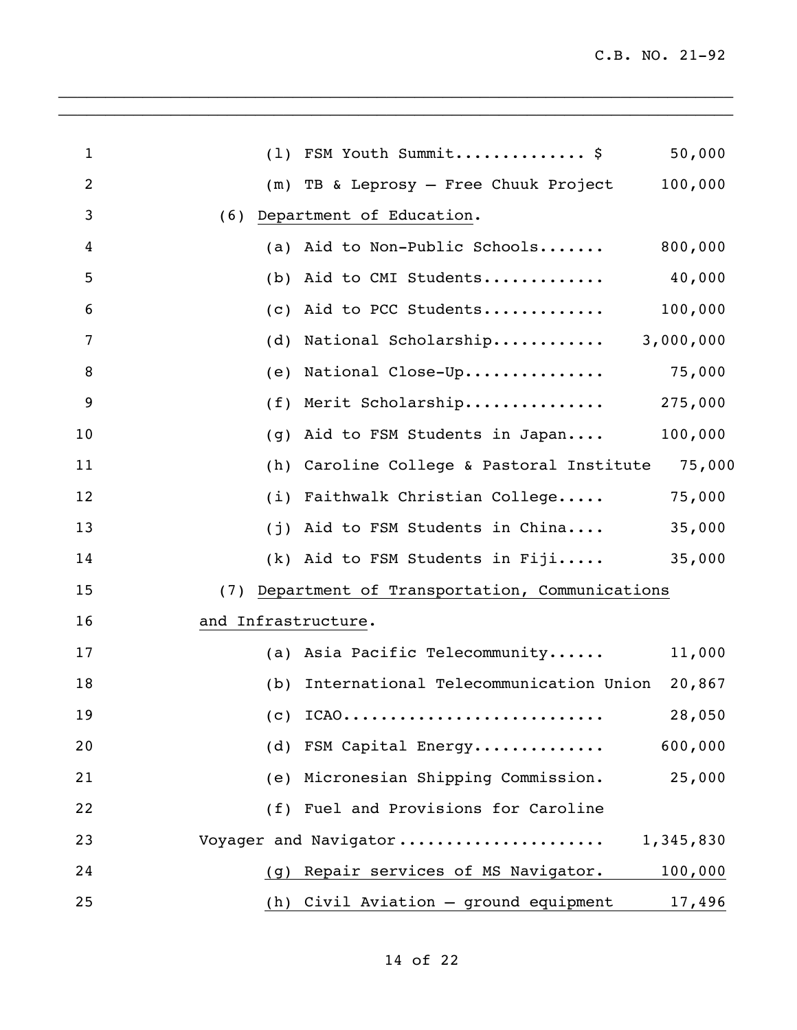(l) FSM Youth Summit.............. $ 50,000

(m) TB & Leprosy – Free Chuuk Project 100,000

(6) Department of Education.

(a) Aid to Non-Public Schools....... 800,000

(b) Aid to CMI Students............. 40,000

(c) Aid to PCC Students............. 100,000

(d) National Scholarship............ 3,000,000

(e) National Close-Up............... 75,000

(f) Merit Scholarship............... 275,000

(g) Aid to FSM Students in Japan.... 100,000

(h) Caroline College & Pastoral Institute 75,000

(i) Faithwalk Christian College..... 75,000

(j) Aid to FSM Students in China.... 35,000

(k) Aid to FSM Students in Fiji..... 35,000

(7) Department of Transportation, Communications and Infrastructure.

(a) Asia Pacific Telecommunity...... 11,000

(b) International Telecommunication Union 20,867

(c) ICAO........................... 28,050

(d) FSM Capital Energy.............. 600,000

(e) Micronesian Shipping Commission. 25,000

(f) Fuel and Provisions for Caroline Voyager and Navigator..................... 1,345,830

(g) Repair services of MS Navigator. 100,000

(h) Civil Aviation – ground equipment 17,496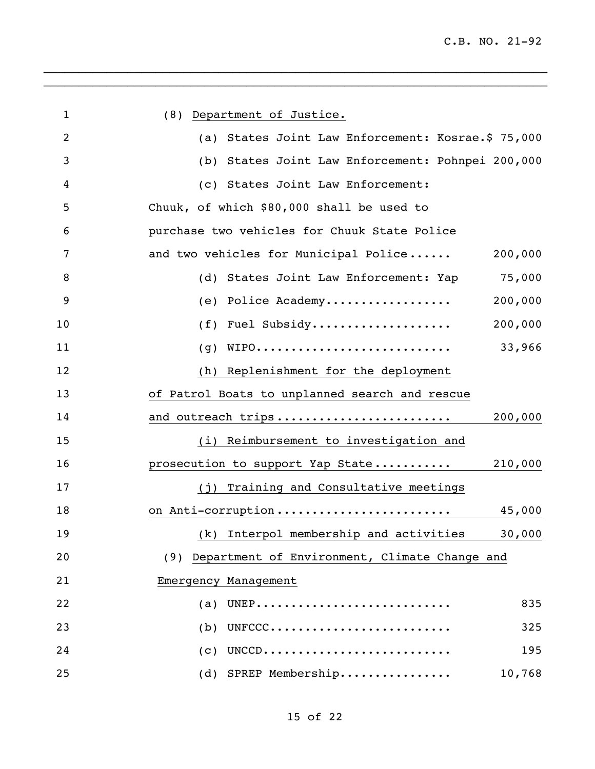(8) Department of Justice.

(a) States Joint Law Enforcement: Kosrae.$ 75,000

(b) States Joint Law Enforcement: Pohnpei 200,000

(c) States Joint Law Enforcement: Chuuk, of which $80,000 shall be used to purchase two vehicles for Chuuk State Police and two vehicles for Municipal Police...... 200,000

(d) States Joint Law Enforcement: Yap 75,000

(e) Police Academy.................. 200,000

(f) Fuel Subsidy.................... 200,000

(g) WIPO............................ 33,966

(h) Replenishment for the deployment of Patrol Boats to unplanned search and rescue and outreach trips........................ 200,000

(i) Reimbursement to investigation and prosecution to support Yap State........... 210,000

(j) Training and Consultative meetings on Anti-corruption........................ 45,000

(k) Interpol membership and activities 30,000

(9) Department of Environment, Climate Change and Emergency Management

(a) UNEP............................ 835

(b) UNFCCC.......................... 325

(c) UNCCD........................... 195

(d) SPREP Membership................ 10,768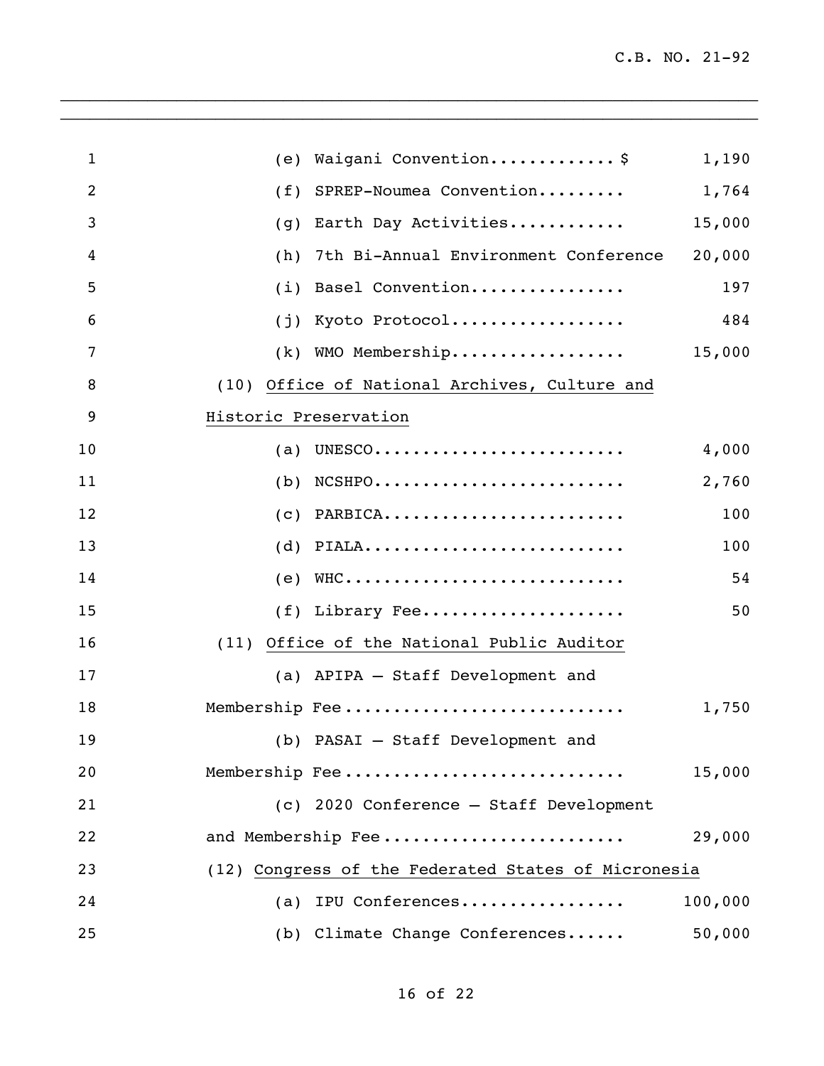(e) Waigani Convention............$ 1,190

(f) SPREP-Noumea Convention......... 1,764

(g) Earth Day Activities........... 15,000

(h) 7th Bi-Annual Environment Conference 20,000

(i) Basel Convention................ 197

(j) Kyoto Protocol................. 484

(k) WMO Membership................. 15,000

(10) <u>Office of National Archives, Culture and Historic Preservation</u>

(a) UNESCO......................... 4,000

(b) NCSHPO......................... 2,760

(c) PARBICA........................ 100

(d) PIALA.......................... 100

(e) WHC............................ 54

(f) Library Fee.................... 50

(11) <u>Office of the National Public Auditor</u>

(a) APIPA – Staff Development and Membership Fee........................... 1,750

(b) PASAI – Staff Development and Membership Fee........................... 15,000

(c) 2020 Conference – Staff Development and Membership Fee....................... 29,000

(12) <u>Congress of the Federated States of Micronesia</u>

(a) IPU Conferences................ 100,000

(b) Climate Change Conferences...... 50,000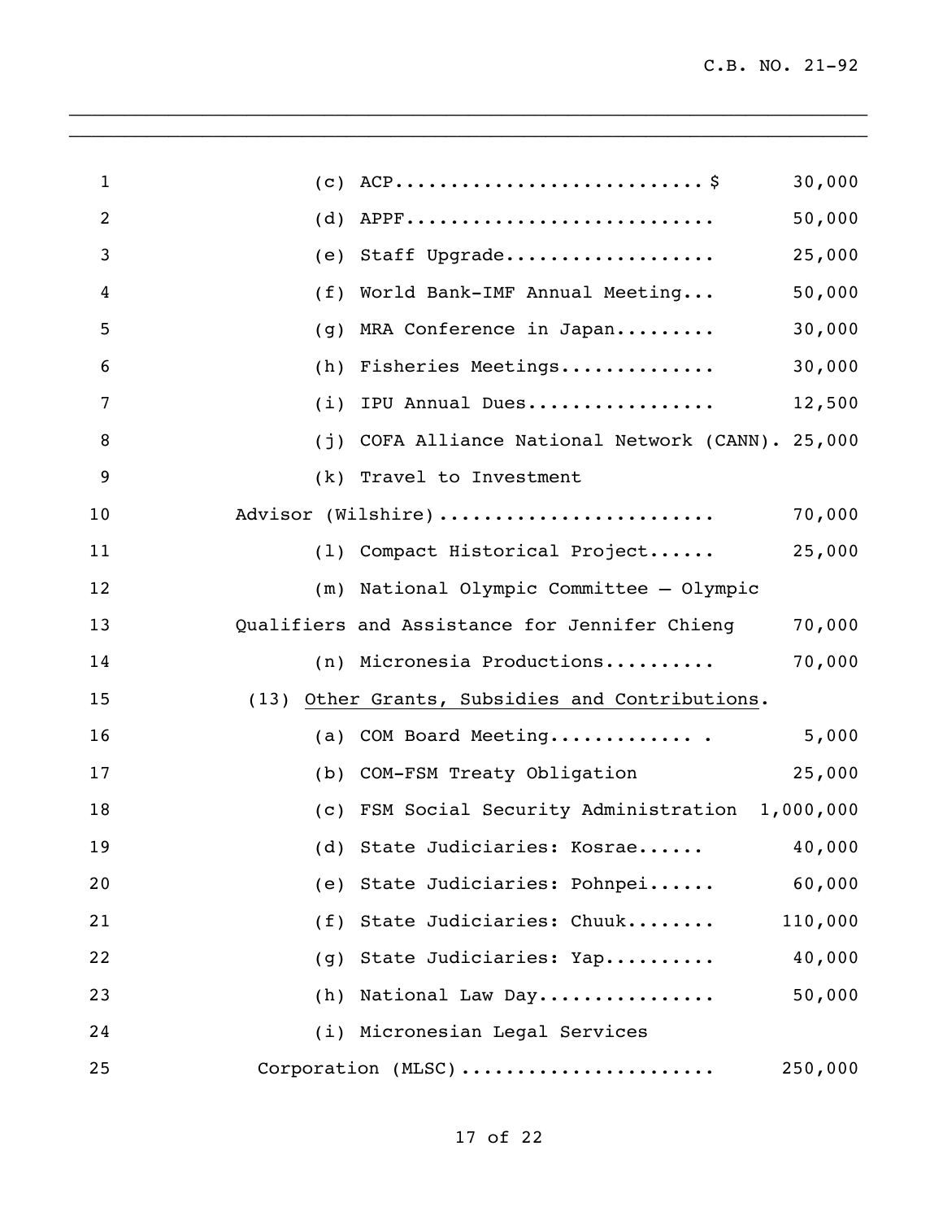(c) ACP............................$ 30,000

(d) APPF........................... 50,000

(e) Staff Upgrade.................. 25,000

(f) World Bank-IMF Annual Meeting... 50,000

(g) MRA Conference in Japan......... 30,000

(h) Fisheries Meetings............. 30,000

(i) IPU Annual Dues................. 12,500

(j) COFA Alliance National Network (CANN). 25,000

(k) Travel to Investment Advisor (Wilshire)........................ 70,000

(l) Compact Historical Project...... 25,000

(m) National Olympic Committee – Olympic Qualifiers and Assistance for Jennifer Chieng 70,000

(n) Micronesia Productions.......... 70,000

(13) Other Grants, Subsidies and Contributions.

(a) COM Board Meeting............. . 5,000

(b) COM-FSM Treaty Obligation 25,000

(c) FSM Social Security Administration 1,000,000

(d) State Judiciaries: Kosrae...... 40,000

(e) State Judiciaries: Pohnpei...... 60,000

(f) State Judiciaries: Chuuk........ 110,000

(g) State Judiciaries: Yap.......... 40,000

(h) National Law Day................ 50,000

(i) Micronesian Legal Services Corporation (MLSC)...................... 250,000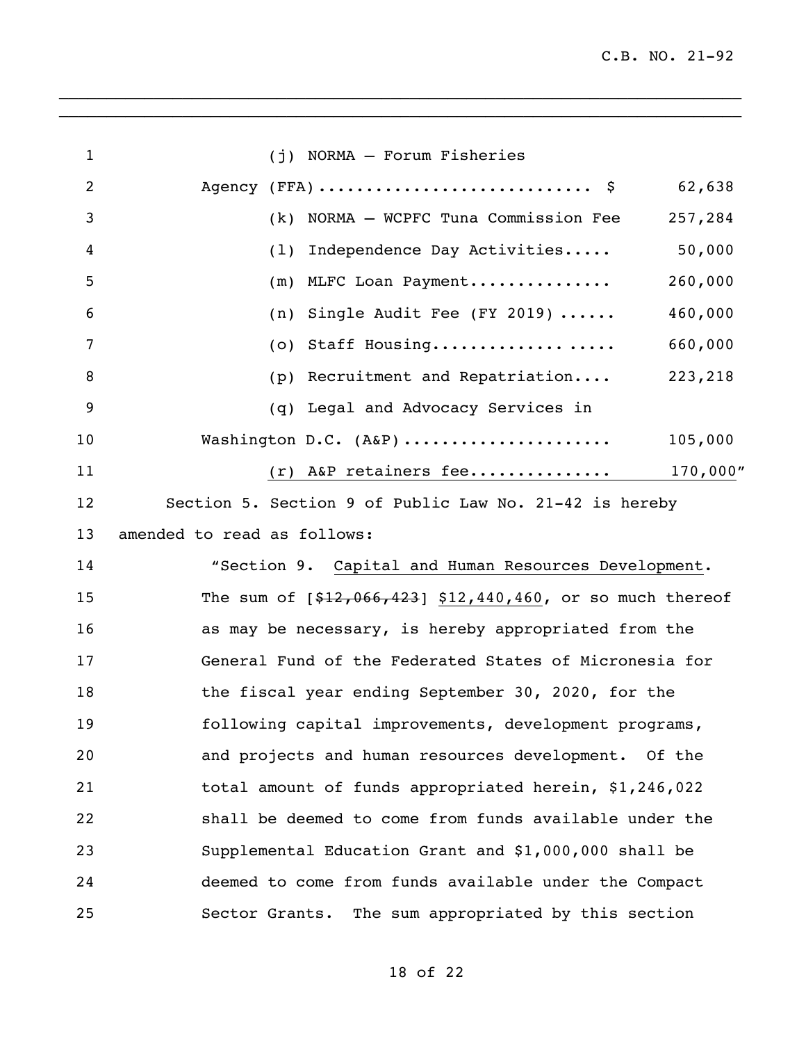(j) NORMA – Forum Fisheries Agency (FFA)............................ $ 62,638

(k) NORMA – WCPFC Tuna Commission Fee 257,284

(l) Independence Day Activities..... 50,000

(m) MLFC Loan Payment............... 260,000

(n) Single Audit Fee (FY 2019)...... 460,000

(o) Staff Housing.................. ..... 660,000

(p) Recruitment and Repatriation.... 223,218

(q) Legal and Advocacy Services in Washington D.C. (A&P)..................... 105,000

<u>(r) A&P retainers fee.............. 170,000</u>"

Section 5. Section 9 of Public Law No. 21-42 is hereby amended to read as follows:

"Section 9. <u>Capital and Human Resources Development</u>. The sum of [~~$12,066,423~~] <u>$12,440,460</u>, or so much thereof as may be necessary, is hereby appropriated from the General Fund of the Federated States of Micronesia for the fiscal year ending September 30, 2020, for the following capital improvements, development programs, and projects and human resources development. Of the total amount of funds appropriated herein, $1,246,022 shall be deemed to come from funds available under the Supplemental Education Grant and $1,000,000 shall be deemed to come from funds available under the Compact Sector Grants. The sum appropriated by this section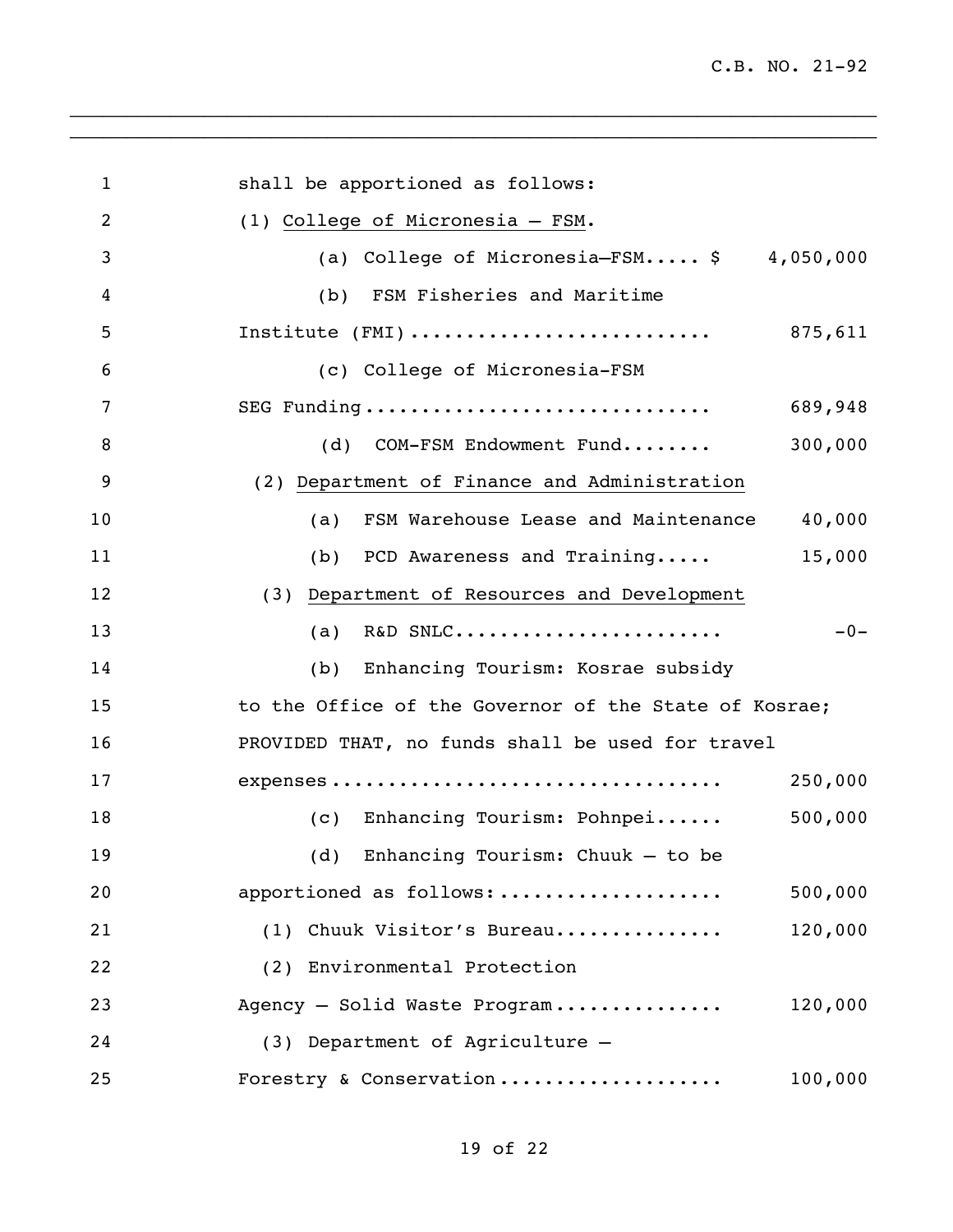shall be apportioned as follows:

(1) College of Micronesia – FSM.

(a) College of Micronesia–FSM..... $ 4,050,000

(b) FSM Fisheries and Maritime Institute (FMI).......................... 875,611

(c) College of Micronesia-FSM SEG Funding.............................. 689,948

(d) COM-FSM Endowment Fund........ 300,000

(2) Department of Finance and Administration

(a) FSM Warehouse Lease and Maintenance 40,000

(b) PCD Awareness and Training..... 15,000

(3) Department of Resources and Development

(a) R&D SNLC....................... -0-

(b) Enhancing Tourism: Kosrae subsidy to the Office of the Governor of the State of Kosrae; PROVIDED THAT, no funds shall be used for travel expenses................................. 250,000

(c) Enhancing Tourism: Pohnpei...... 500,000

(d) Enhancing Tourism: Chuuk – to be apportioned as follows:................... 500,000

(1) Chuuk Visitor's Bureau.............. 120,000

(2) Environmental Protection Agency – Solid Waste Program.............. 120,000

(3) Department of Agriculture – Forestry & Conservation................... 100,000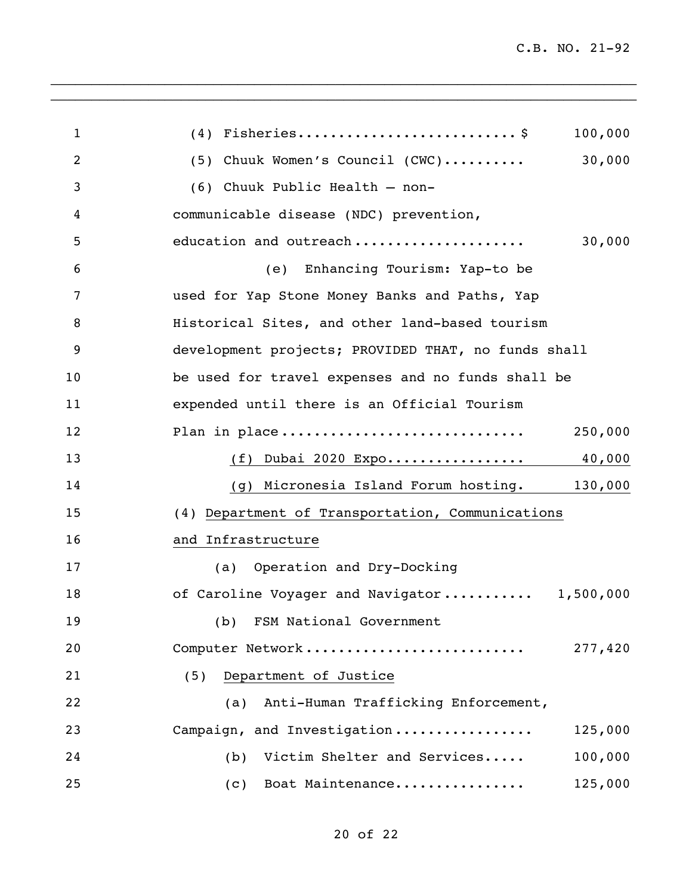(4) Fisheries.......................... $ 100,000

(5) Chuuk Women's Council (CWC).......... 30,000

(6) Chuuk Public Health – non-communicable disease (NDC) prevention, education and outreach..................... 30,000

(e) Enhancing Tourism: Yap-to be used for Yap Stone Money Banks and Paths, Yap Historical Sites, and other land-based tourism development projects; PROVIDED THAT, no funds shall be used for travel expenses and no funds shall be expended until there is an Official Tourism Plan in place............................ 250,000

<u>(f) Dubai 2020 Expo................ 40,000</u>

<u>(g) Micronesia Island Forum hosting. 130,000</u>

(4) <u>Department of Transportation, Communications and Infrastructure</u>

(a) Operation and Dry-Docking of Caroline Voyager and Navigator........... 1,500,000

(b) FSM National Government Computer Network.......................... 277,420

(5) <u>Department of Justice</u>

(a) Anti-Human Trafficking Enforcement, Campaign, and Investigation................ 125,000

(b) Victim Shelter and Services..... 100,000

(c) Boat Maintenance............... 125,000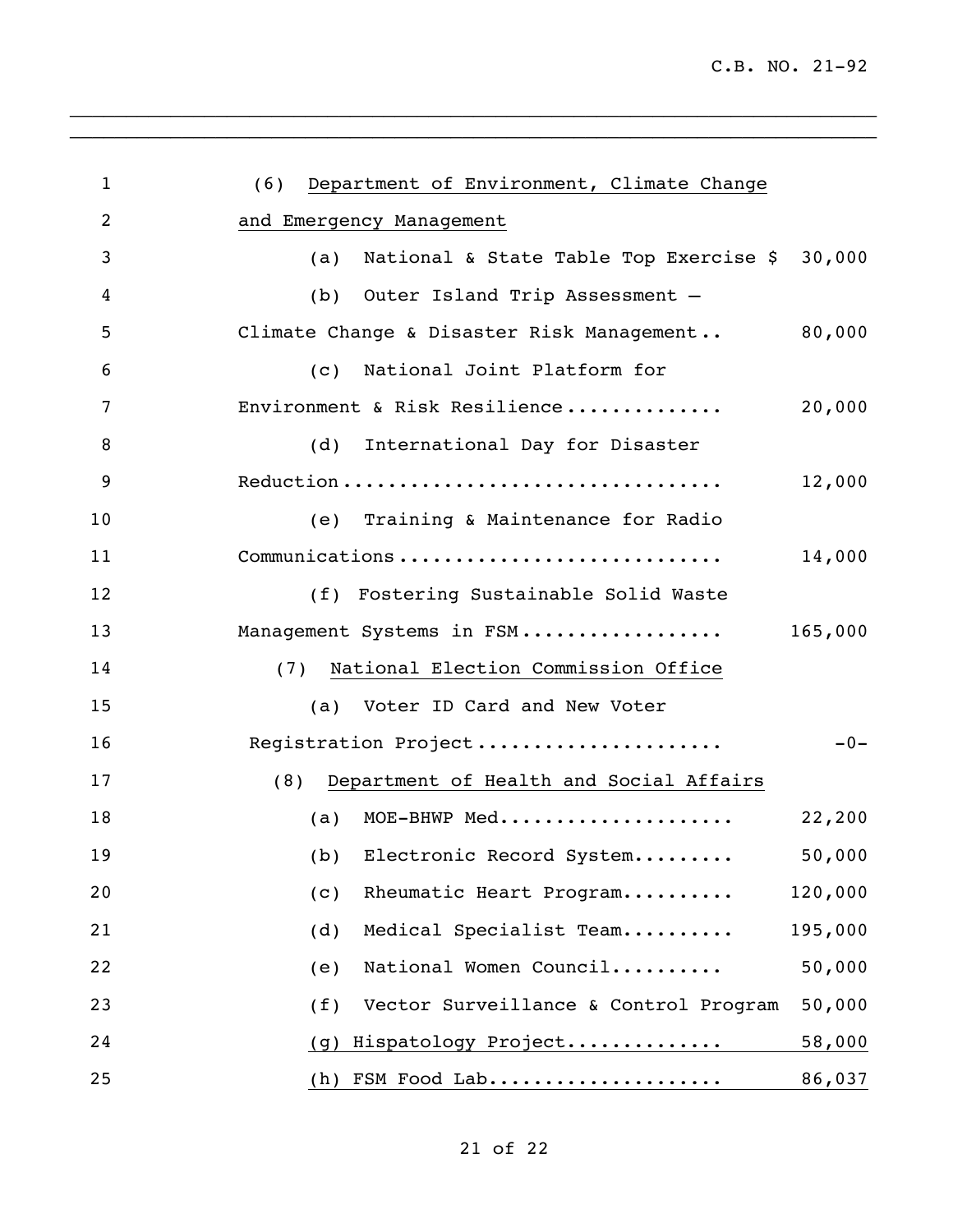(6) Department of Environment, Climate Change and Emergency Management

(a) National & State Table Top Exercise $ 30,000

(b) Outer Island Trip Assessment – Climate Change & Disaster Risk Management.. 80,000

(c) National Joint Platform for Environment & Risk Resilience............. 20,000

(d) International Day for Disaster Reduction................................ 12,000

(e) Training & Maintenance for Radio Communications........................... 14,000

(f) Fostering Sustainable Solid Waste Management Systems in FSM................. 165,000

(7) National Election Commission Office

(a) Voter ID Card and New Voter Registration Project..................... -0-

(8) Department of Health and Social Affairs

(a) MOE-BHWP Med.................... 22,200

(b) Electronic Record System......... 50,000

(c) Rheumatic Heart Program.......... 120,000

(d) Medical Specialist Team.......... 195,000

(e) National Women Council.......... 50,000

(f) Vector Surveillance & Control Program 50,000

(g) Hispatology Project............. 58,000

(h) FSM Food Lab.................... 86,037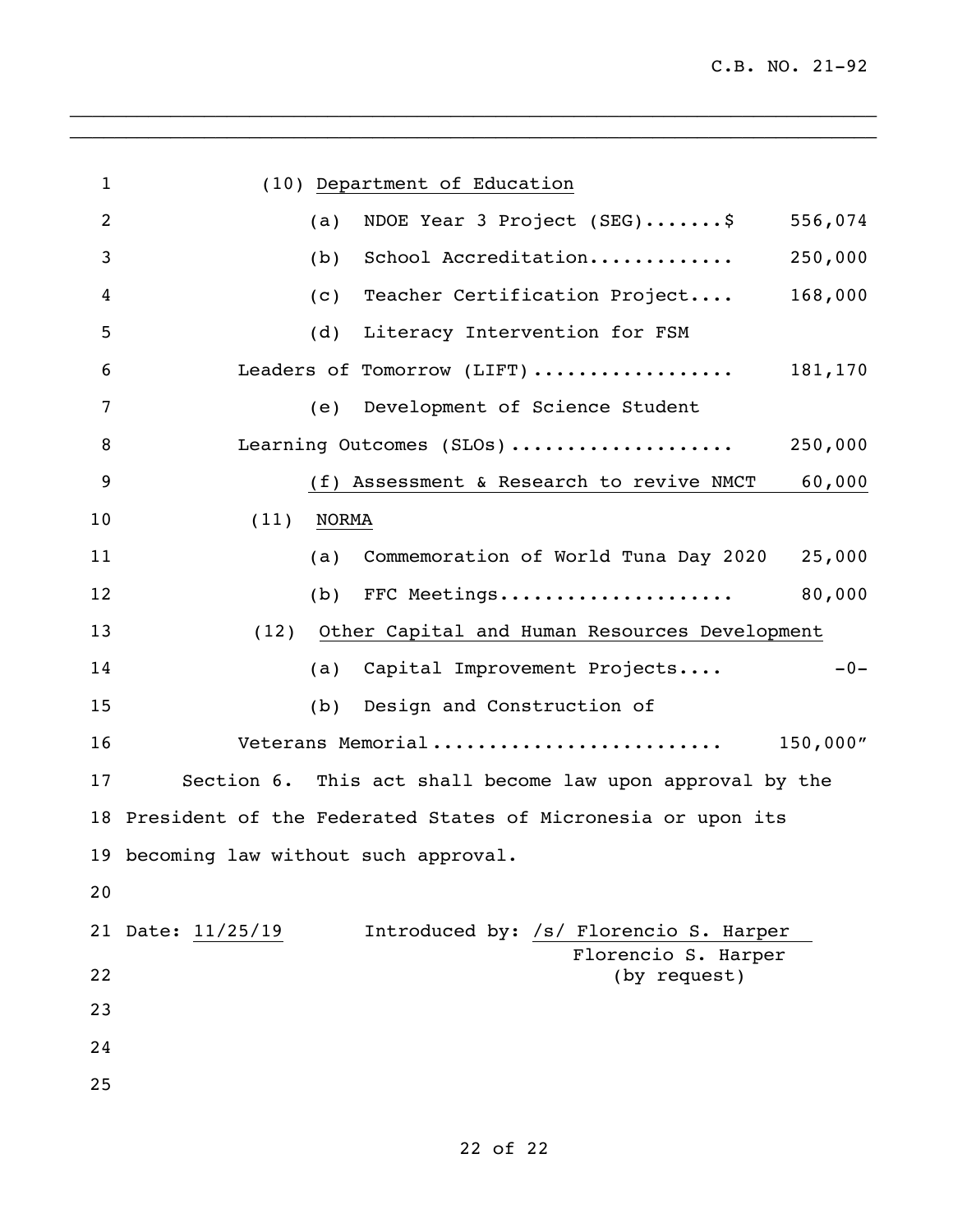(10) Department of Education

(a) NDOE Year 3 Project (SEG).......$ 556,074

(b) School Accreditation............. 250,000

(c) Teacher Certification Project.... 168,000

(d) Literacy Intervention for FSM Leaders of Tomorrow (LIFT)................. 181,170

(e) Development of Science Student Learning Outcomes (SLOs)................... 250,000

(f) Assessment & Research to revive NMCT 60,000

(11) NORMA

(a) Commemoration of World Tuna Day 2020 25,000

(b) FFC Meetings.................... 80,000

(12) Other Capital and Human Resources Development

(a) Capital Improvement Projects.... -0-

(b) Design and Construction of Veterans Memorial........................ 150,000"

Section 6. This act shall become law upon approval by the President of the Federated States of Micronesia or upon its becoming law without such approval.

Date: 11/25/19 Introduced by: /s/ Florencio S. Harper

Florencio S. Harper
(by request)